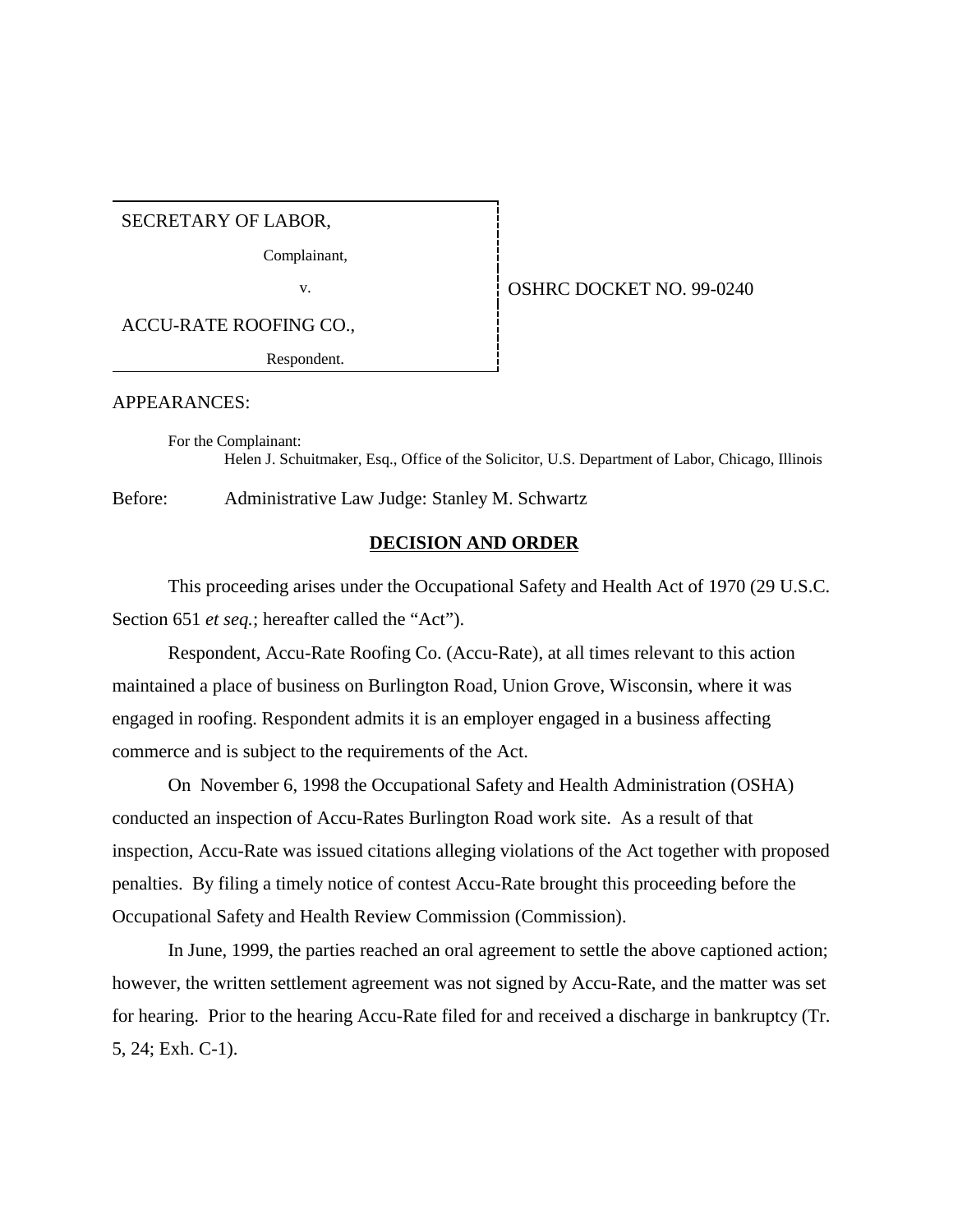| SECRETARY OF LABOR, | |
|---|---|
| Complainant, | |
| v. | OSHRC DOCKET NO. 99-0240 |
| ACCU-RATE ROOFING CO., | |
| Respondent. | |

APPEARANCES:

For the Complainant:
Helen J. Schuitmaker, Esq., Office of the Solicitor, U.S. Department of Labor, Chicago, Illinois

Before: Administrative Law Judge: Stanley M. Schwartz

## DECISION AND ORDER

This proceeding arises under the Occupational Safety and Health Act of 1970 (29 U.S.C. Section 651 *et seq.*; hereafter called the "Act").

Respondent, Accu-Rate Roofing Co. (Accu-Rate), at all times relevant to this action maintained a place of business on Burlington Road, Union Grove, Wisconsin, where it was engaged in roofing. Respondent admits it is an employer engaged in a business affecting commerce and is subject to the requirements of the Act.

On November 6, 1998 the Occupational Safety and Health Administration (OSHA) conducted an inspection of Accu-Rates Burlington Road work site. As a result of that inspection, Accu-Rate was issued citations alleging violations of the Act together with proposed penalties. By filing a timely notice of contest Accu-Rate brought this proceeding before the Occupational Safety and Health Review Commission (Commission).

In June, 1999, the parties reached an oral agreement to settle the above captioned action; however, the written settlement agreement was not signed by Accu-Rate, and the matter was set for hearing. Prior to the hearing Accu-Rate filed for and received a discharge in bankruptcy (Tr. 5, 24; Exh. C-1).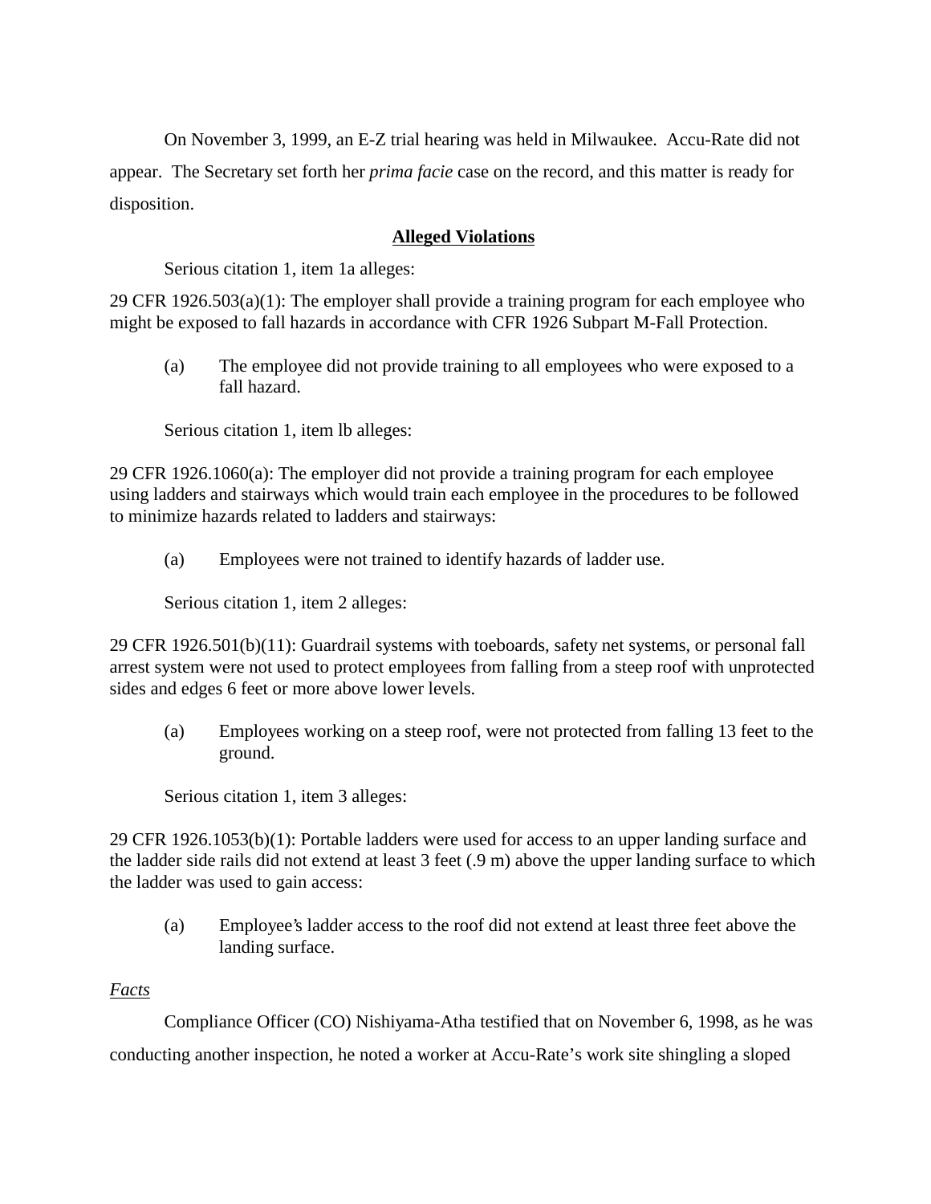On November 3, 1999, an E-Z trial hearing was held in Milwaukee. Accu-Rate did not appear. The Secretary set forth her *prima facie* case on the record, and this matter is ready for disposition.

**<u>Alleged Violations</u>**

Serious citation 1, item 1a alleges:

29 CFR 1926.503(a)(1): The employer shall provide a training program for each employee who might be exposed to fall hazards in accordance with CFR 1926 Subpart M-Fall Protection.

(a) The employee did not provide training to all employees who were exposed to a fall hazard.

Serious citation 1, item lb alleges:

29 CFR 1926.1060(a): The employer did not provide a training program for each employee using ladders and stairways which would train each employee in the procedures to be followed to minimize hazards related to ladders and stairways:

(a) Employees were not trained to identify hazards of ladder use.

Serious citation 1, item 2 alleges:

29 CFR 1926.501(b)(11): Guardrail systems with toeboards, safety net systems, or personal fall arrest system were not used to protect employees from falling from a steep roof with unprotected sides and edges 6 feet or more above lower levels.

(a) Employees working on a steep roof, were not protected from falling 13 feet to the ground.

Serious citation 1, item 3 alleges:

29 CFR 1926.1053(b)(1): Portable ladders were used for access to an upper landing surface and the ladder side rails did not extend at least 3 feet (.9 m) above the upper landing surface to which the ladder was used to gain access:

(a) Employee's ladder access to the roof did not extend at least three feet above the landing surface.

*Facts*

Compliance Officer (CO) Nishiyama-Atha testified that on November 6, 1998, as he was conducting another inspection, he noted a worker at Accu-Rate's work site shingling a sloped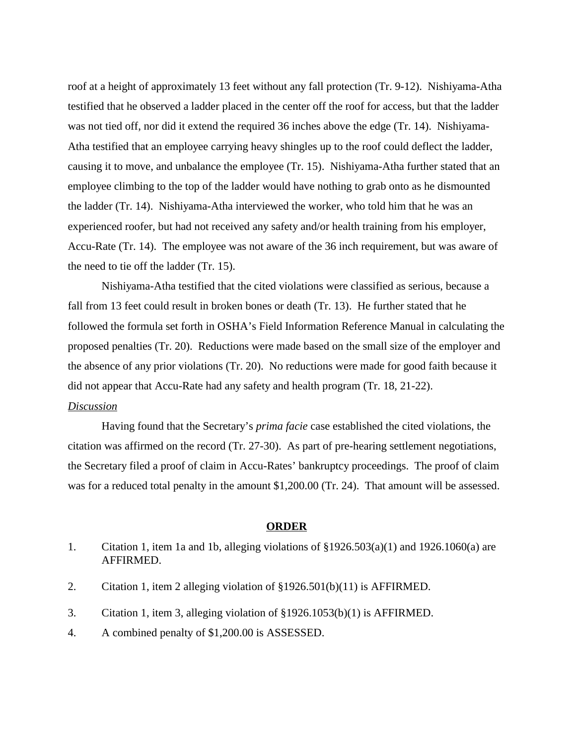roof at a height of approximately 13 feet without any fall protection (Tr. 9-12). Nishiyama-Atha testified that he observed a ladder placed in the center off the roof for access, but that the ladder was not tied off, nor did it extend the required 36 inches above the edge (Tr. 14). Nishiyama-Atha testified that an employee carrying heavy shingles up to the roof could deflect the ladder, causing it to move, and unbalance the employee (Tr. 15). Nishiyama-Atha further stated that an employee climbing to the top of the ladder would have nothing to grab onto as he dismounted the ladder (Tr. 14). Nishiyama-Atha interviewed the worker, who told him that he was an experienced roofer, but had not received any safety and/or health training from his employer, Accu-Rate (Tr. 14). The employee was not aware of the 36 inch requirement, but was aware of the need to tie off the ladder (Tr. 15).

Nishiyama-Atha testified that the cited violations were classified as serious, because a fall from 13 feet could result in broken bones or death (Tr. 13). He further stated that he followed the formula set forth in OSHA's Field Information Reference Manual in calculating the proposed penalties (Tr. 20). Reductions were made based on the small size of the employer and the absence of any prior violations (Tr. 20). No reductions were made for good faith because it did not appear that Accu-Rate had any safety and health program (Tr. 18, 21-22).

*Discussion*

Having found that the Secretary's *prima facie* case established the cited violations, the citation was affirmed on the record (Tr. 27-30). As part of pre-hearing settlement negotiations, the Secretary filed a proof of claim in Accu-Rates' bankruptcy proceedings. The proof of claim was for a reduced total penalty in the amount $1,200.00 (Tr. 24). That amount will be assessed.

**ORDER**

1. Citation 1, item 1a and 1b, alleging violations of §1926.503(a)(1) and 1926.1060(a) are AFFIRMED.
2. Citation 1, item 2 alleging violation of §1926.501(b)(11) is AFFIRMED.
3. Citation 1, item 3, alleging violation of §1926.1053(b)(1) is AFFIRMED.
4. A combined penalty of $1,200.00 is ASSESSED.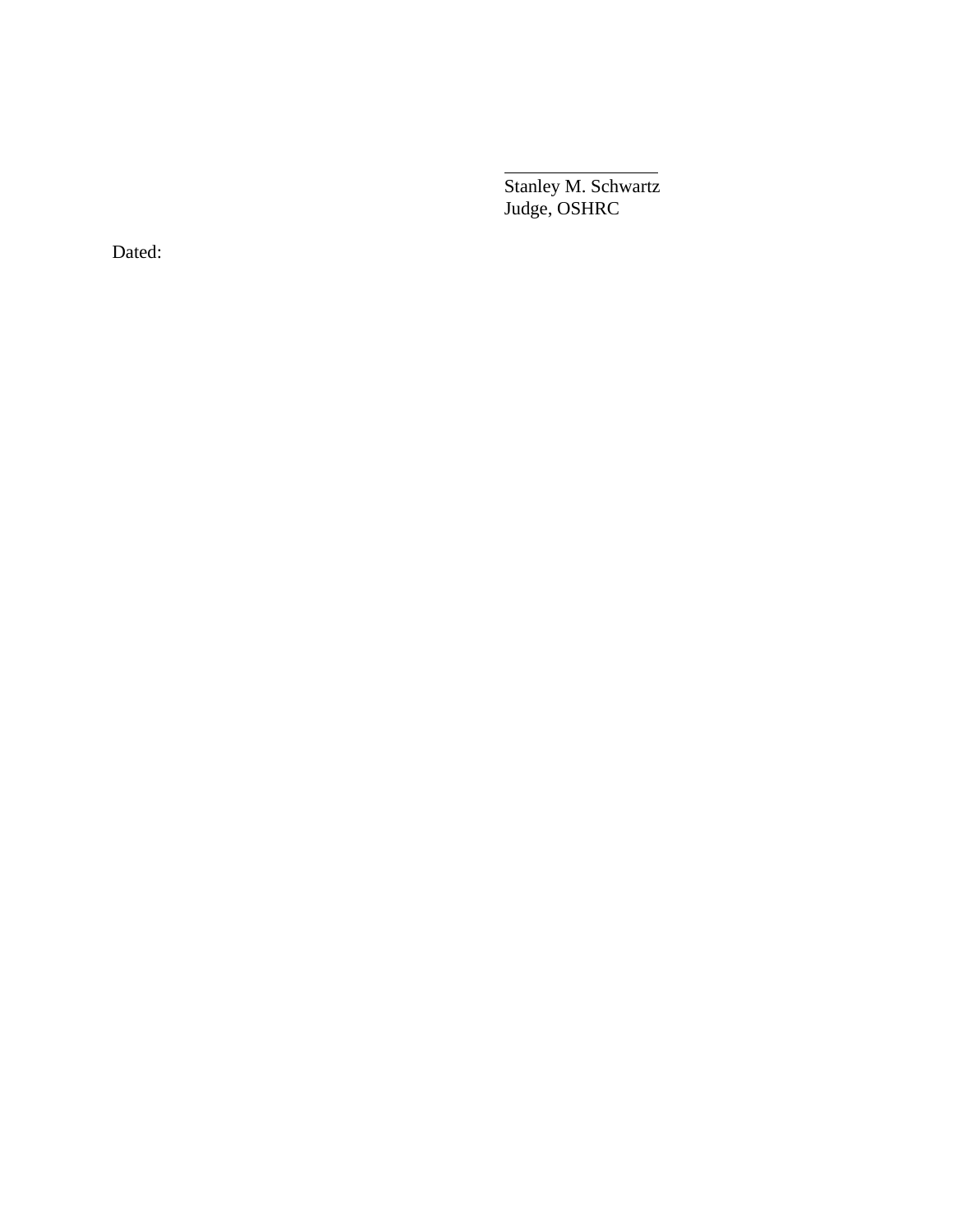\_\_\_\_\_\_\_\_\_\_\_\_\_\_\_\_\_\_
Stanley M. Schwartz
Judge, OSHRC

Dated: